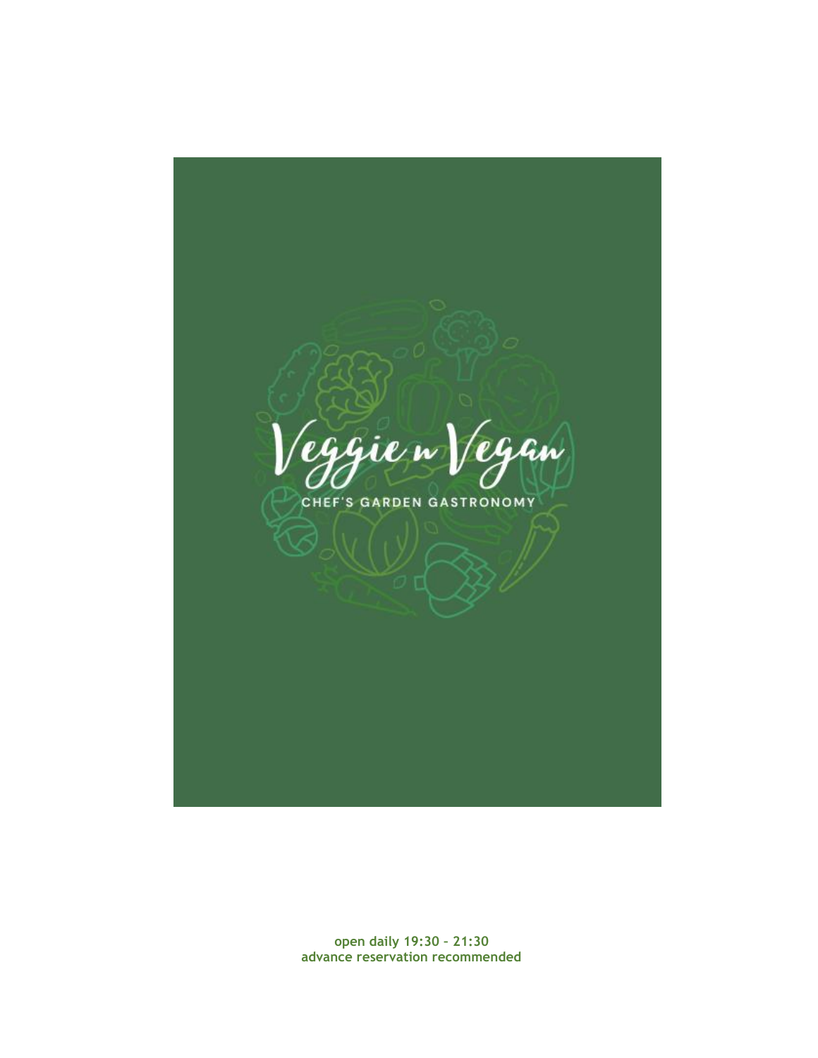# Veggie n Vegan

CHEF'S GARDEN GASTRONOMY

**open daily 19:30 – 21:30**
**advance reservation recommended**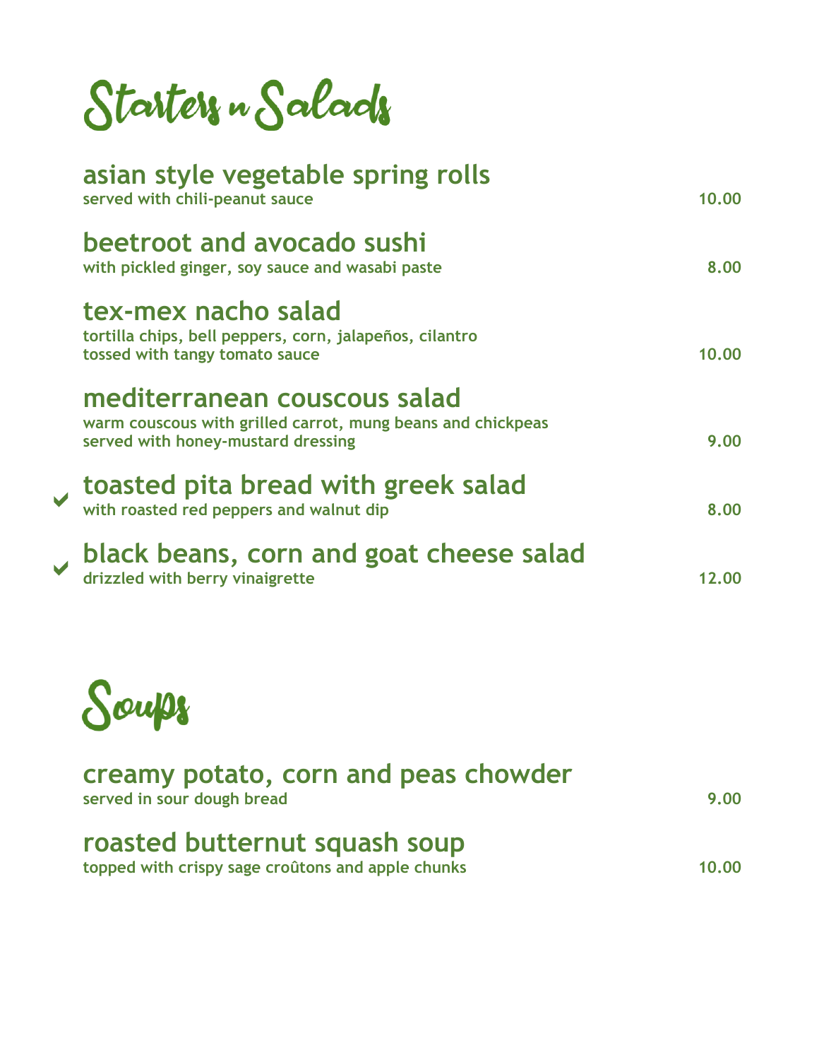# Starters n Salads

### asian style vegetable spring rolls
served with chili-peanut sauce — 10.00

### beetroot and avocado sushi
with pickled ginger, soy sauce and wasabi paste — 8.00

### tex-mex nacho salad
tortilla chips, bell peppers, corn, jalapeños, cilantro
tossed with tangy tomato sauce — 10.00

### mediterranean couscous salad
warm couscous with grilled carrot, mung beans and chickpeas
served with honey-mustard dressing — 9.00

### ✔ toasted pita bread with greek salad
with roasted red peppers and walnut dip — 8.00

### ✔ black beans, corn and goat cheese salad
drizzled with berry vinaigrette — 12.00

# Soups

### creamy potato, corn and peas chowder
served in sour dough bread — 9.00

### roasted butternut squash soup
topped with crispy sage croûtons and apple chunks — 10.00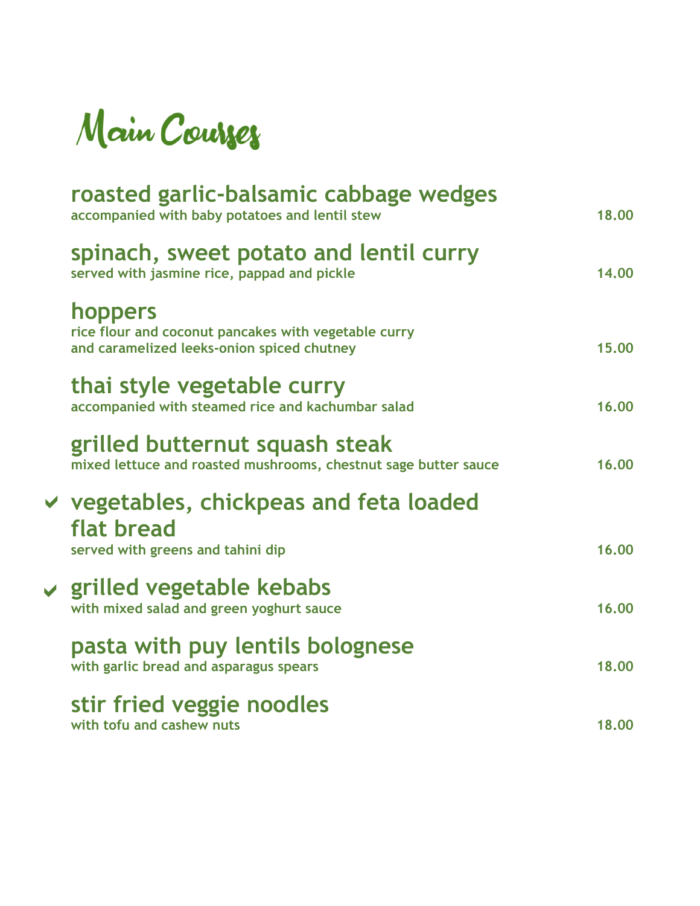# Main Courses

**roasted garlic-balsamic cabbage wedges**
accompanied with baby potatoes and lentil stew — 18.00

**spinach, sweet potato and lentil curry**
served with jasmine rice, pappad and pickle — 14.00

**hoppers**
rice flour and coconut pancakes with vegetable curry
and caramelized leeks-onion spiced chutney — 15.00

**thai style vegetable curry**
accompanied with steamed rice and kachumbar salad — 16.00

**grilled butternut squash steak**
mixed lettuce and roasted mushrooms, chestnut sage butter sauce — 16.00

✔ **vegetables, chickpeas and feta loaded flat bread**
served with greens and tahini dip — 16.00

✔ **grilled vegetable kebabs**
with mixed salad and green yoghurt sauce — 16.00

**pasta with puy lentils bolognese**
with garlic bread and asparagus spears — 18.00

**stir fried veggie noodles**
with tofu and cashew nuts — 18.00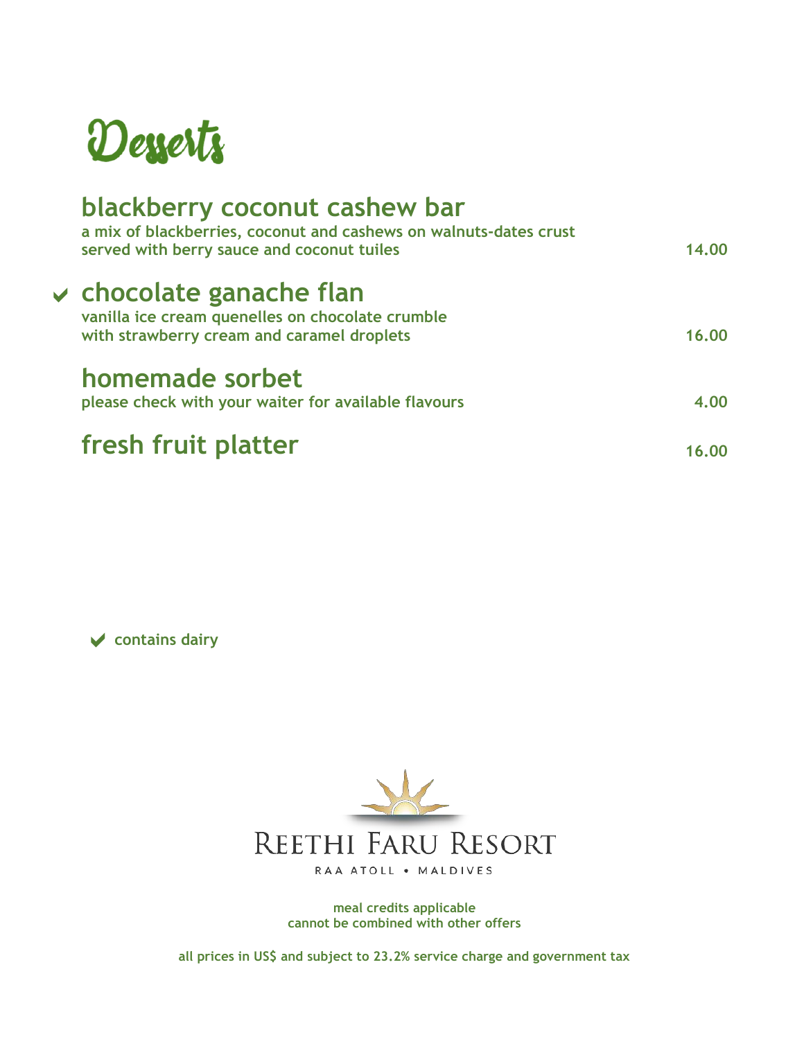# Desserts

## blackberry coconut cashew bar

a mix of blackberries, coconut and cashews on walnuts-dates crust
served with berry sauce and coconut tuiles — 14.00

## ✔ chocolate ganache flan

vanilla ice cream quenelles on chocolate crumble
with strawberry cream and caramel droplets — 16.00

## homemade sorbet

please check with your waiter for available flavours — 4.00

## fresh fruit platter — 16.00

✔ contains dairy

REETHI FARU RESORT
RAA ATOLL • MALDIVES

meal credits applicable
cannot be combined with other offers

all prices in US$ and subject to 23.2% service charge and government tax